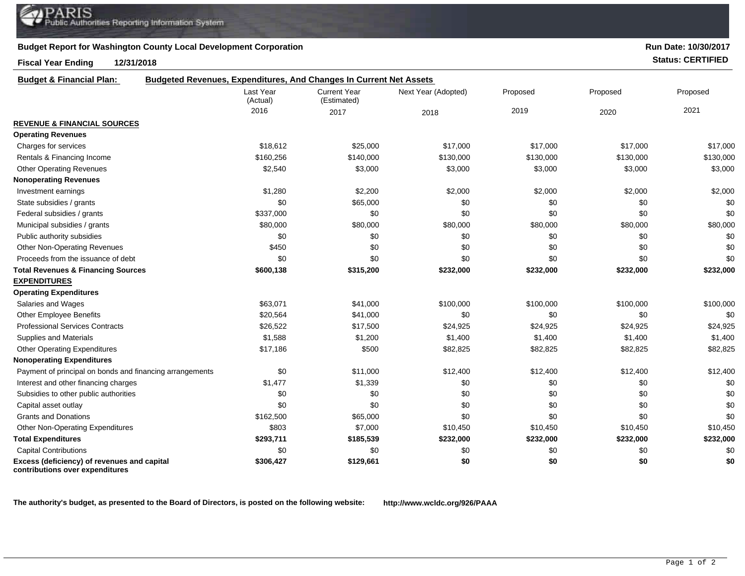PARIS Public Authorities Reporting Information System

**Budget Report for Washington County Local Development Corporation**

**Run Date: 10/30/2017**

**Fiscal Year Ending 12/31/2018**

**Status: CERTIFIED**

**Budget & Financial Plan:** **Budgeted Revenues, Expenditures, And Changes In Current Net Assets**

| | Last Year (Actual) 2016 | Current Year (Estimated) 2017 | Next Year (Adopted) 2018 | Proposed 2019 | Proposed 2020 | Proposed 2021 |
|---|---|---|---|---|---|---|
| **REVENUE & FINANCIAL SOURCES** | | | | | | |
| **Operating Revenues** | | | | | | |
| Charges for services | $18,612 | $25,000 | $17,000 | $17,000 | $17,000 | $17,000 |
| Rentals & Financing Income | $160,256 | $140,000 | $130,000 | $130,000 | $130,000 | $130,000 |
| Other Operating Revenues | $2,540 | $3,000 | $3,000 | $3,000 | $3,000 | $3,000 |
| **Nonoperating Revenues** | | | | | | |
| Investment earnings | $1,280 | $2,200 | $2,000 | $2,000 | $2,000 | $2,000 |
| State subsidies / grants | $0 | $65,000 | $0 | $0 | $0 | $0 |
| Federal subsidies / grants | $337,000 | $0 | $0 | $0 | $0 | $0 |
| Municipal subsidies / grants | $80,000 | $80,000 | $80,000 | $80,000 | $80,000 | $80,000 |
| Public authority subsidies | $0 | $0 | $0 | $0 | $0 | $0 |
| Other Non-Operating Revenues | $450 | $0 | $0 | $0 | $0 | $0 |
| Proceeds from the issuance of debt | $0 | $0 | $0 | $0 | $0 | $0 |
| **Total Revenues & Financing Sources** | **$600,138** | **$315,200** | **$232,000** | **$232,000** | **$232,000** | **$232,000** |
| **EXPENDITURES** | | | | | | |
| **Operating Expenditures** | | | | | | |
| Salaries and Wages | $63,071 | $41,000 | $100,000 | $100,000 | $100,000 | $100,000 |
| Other Employee Benefits | $20,564 | $41,000 | $0 | $0 | $0 | $0 |
| Professional Services Contracts | $26,522 | $17,500 | $24,925 | $24,925 | $24,925 | $24,925 |
| Supplies and Materials | $1,588 | $1,200 | $1,400 | $1,400 | $1,400 | $1,400 |
| Other Operating Expenditures | $17,186 | $500 | $82,825 | $82,825 | $82,825 | $82,825 |
| **Nonoperating Expenditures** | | | | | | |
| Payment of principal on bonds and financing arrangements | $0 | $11,000 | $12,400 | $12,400 | $12,400 | $12,400 |
| Interest and other financing charges | $1,477 | $1,339 | $0 | $0 | $0 | $0 |
| Subsidies to other public authorities | $0 | $0 | $0 | $0 | $0 | $0 |
| Capital asset outlay | $0 | $0 | $0 | $0 | $0 | $0 |
| Grants and Donations | $162,500 | $65,000 | $0 | $0 | $0 | $0 |
| Other Non-Operating Expenditures | $803 | $7,000 | $10,450 | $10,450 | $10,450 | $10,450 |
| **Total Expenditures** | **$293,711** | **$185,539** | **$232,000** | **$232,000** | **$232,000** | **$232,000** |
| Capital Contributions | $0 | $0 | $0 | $0 | $0 | $0 |
| **Excess (deficiency) of revenues and capital contributions over expenditures** | **$306,427** | **$129,661** | **$0** | **$0** | **$0** | **$0** |

**The authority's budget, as presented to the Board of Directors, is posted on the following website:** **http://www.wcldc.org/926/PAAA**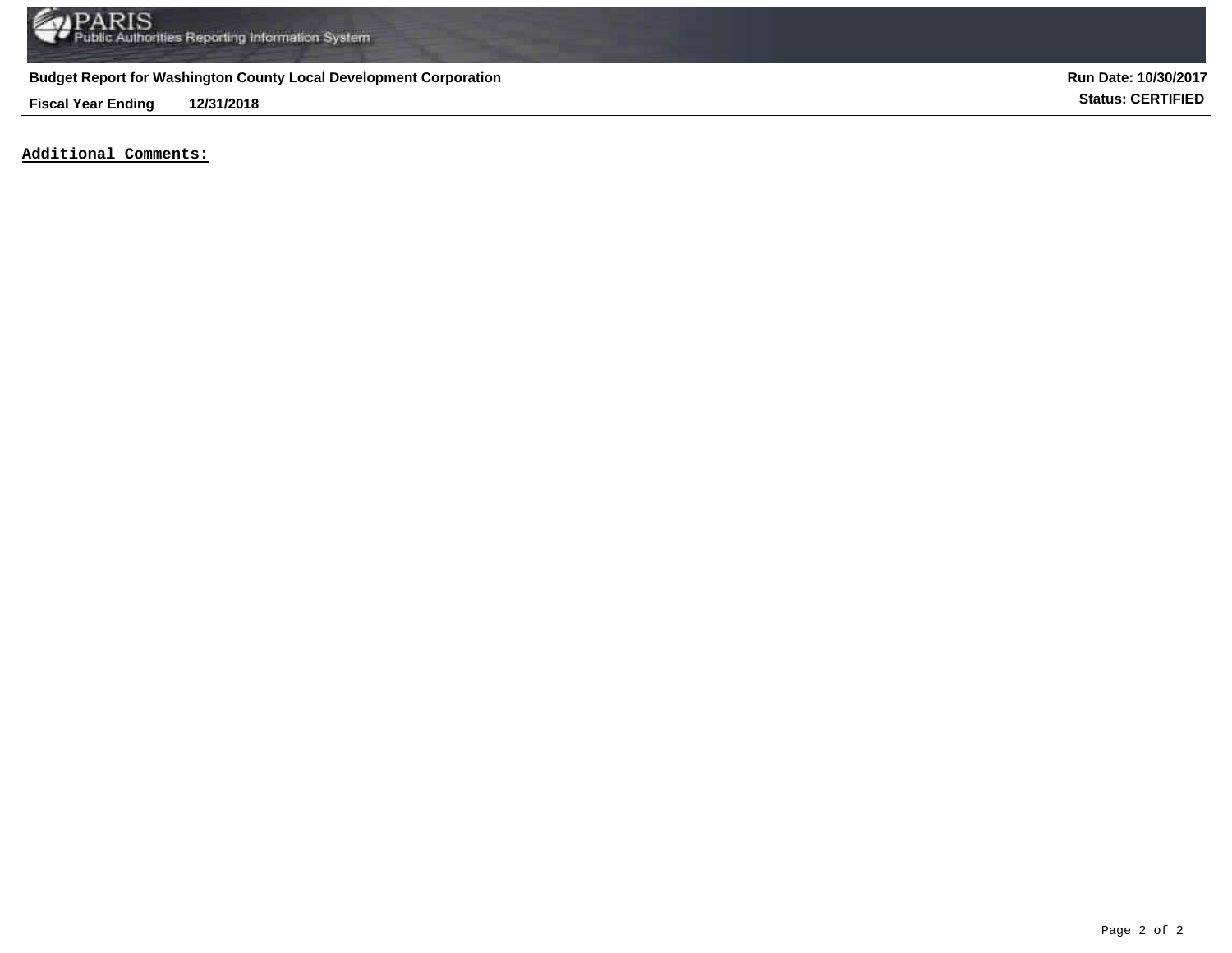**Additional Comments:**